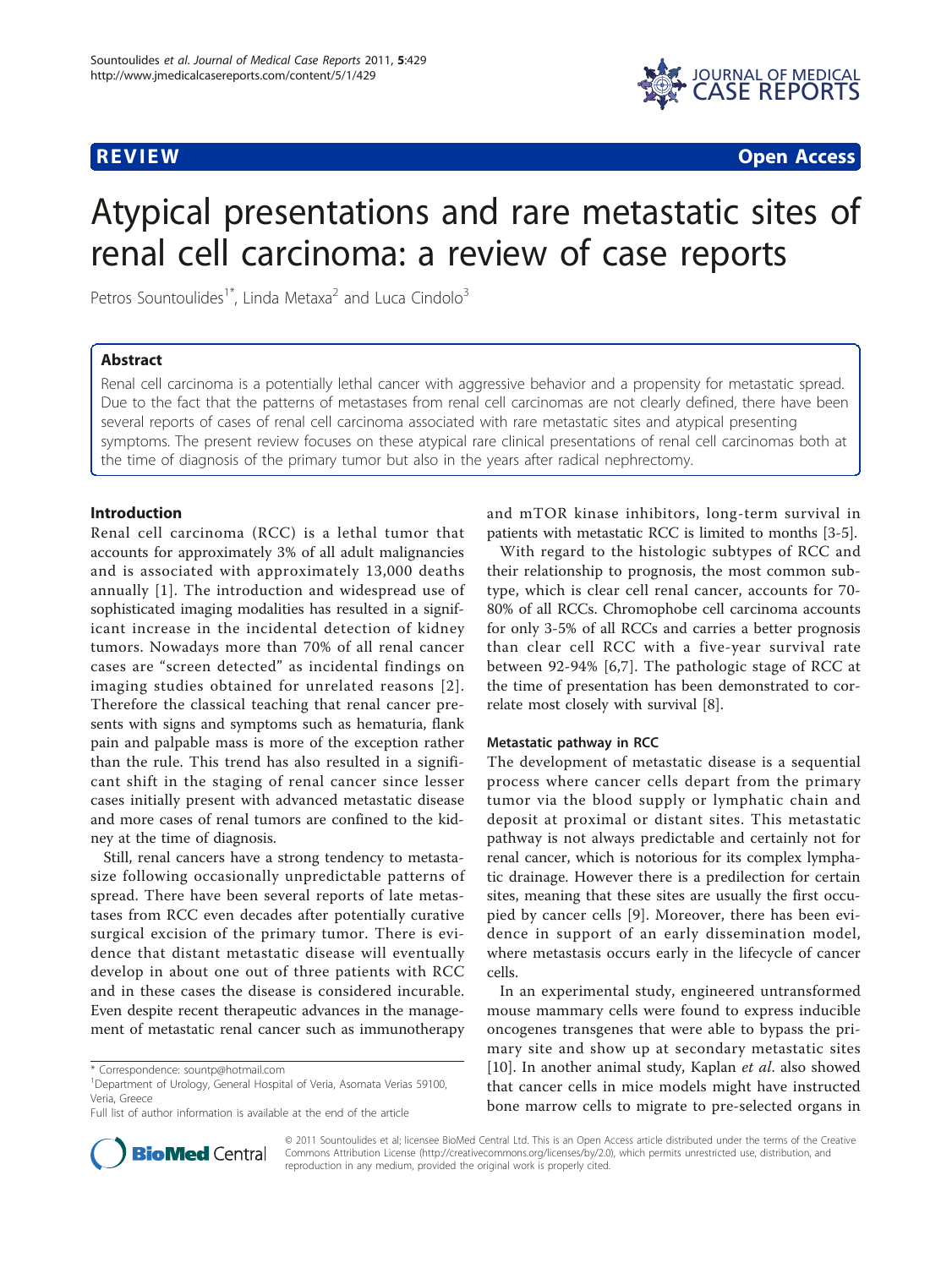REVIEW Open Access

# Atypical presentations and rare metastatic sites of renal cell carcinoma: a review of case reports

Petros Sountoulides[1*], Linda Metaxa[2] and Luca Cindolo[3]

## Abstract

Renal cell carcinoma is a potentially lethal cancer with aggressive behavior and a propensity for metastatic spread. Due to the fact that the patterns of metastases from renal cell carcinomas are not clearly defined, there have been several reports of cases of renal cell carcinoma associated with rare metastatic sites and atypical presenting symptoms. The present review focuses on these atypical rare clinical presentations of renal cell carcinomas both at the time of diagnosis of the primary tumor but also in the years after radical nephrectomy.

## Introduction

Renal cell carcinoma (RCC) is a lethal tumor that accounts for approximately 3% of all adult malignancies and is associated with approximately 13,000 deaths annually [1]. The introduction and widespread use of sophisticated imaging modalities has resulted in a significant increase in the incidental detection of kidney tumors. Nowadays more than 70% of all renal cancer cases are "screen detected" as incidental findings on imaging studies obtained for unrelated reasons [2]. Therefore the classical teaching that renal cancer presents with signs and symptoms such as hematuria, flank pain and palpable mass is more of the exception rather than the rule. This trend has also resulted in a significant shift in the staging of renal cancer since lesser cases initially present with advanced metastatic disease and more cases of renal tumors are confined to the kidney at the time of diagnosis.

Still, renal cancers have a strong tendency to metastasize following occasionally unpredictable patterns of spread. There have been several reports of late metastases from RCC even decades after potentially curative surgical excision of the primary tumor. There is evidence that distant metastatic disease will eventually develop in about one out of three patients with RCC and in these cases the disease is considered incurable. Even despite recent therapeutic advances in the management of metastatic renal cancer such as immunotherapy and mTOR kinase inhibitors, long-term survival in patients with metastatic RCC is limited to months [3-5].

With regard to the histologic subtypes of RCC and their relationship to prognosis, the most common subtype, which is clear cell renal cancer, accounts for 70-80% of all RCCs. Chromophobe cell carcinoma accounts for only 3-5% of all RCCs and carries a better prognosis than clear cell RCC with a five-year survival rate between 92-94% [6,7]. The pathologic stage of RCC at the time of presentation has been demonstrated to correlate most closely with survival [8].

### Metastatic pathway in RCC

The development of metastatic disease is a sequential process where cancer cells depart from the primary tumor via the blood supply or lymphatic chain and deposit at proximal or distant sites. This metastatic pathway is not always predictable and certainly not for renal cancer, which is notorious for its complex lymphatic drainage. However there is a predilection for certain sites, meaning that these sites are usually the first occupied by cancer cells [9]. Moreover, there has been evidence in support of an early dissemination model, where metastasis occurs early in the lifecycle of cancer cells.

In an experimental study, engineered untransformed mouse mammary cells were found to express inducible oncogenes transgenes that were able to bypass the primary site and show up at secondary metastatic sites [10]. In another animal study, Kaplan *et al*. also showed that cancer cells in mice models might have instructed bone marrow cells to migrate to pre-selected organs in

\* Correspondence: sountp@hotmail.com
[1]Department of Urology, General Hospital of Veria, Asomata Verias 59100, Veria, Greece
Full list of author information is available at the end of the article

© 2011 Sountoulides et al; licensee BioMed Central Ltd. This is an Open Access article distributed under the terms of the Creative Commons Attribution License (http://creativecommons.org/licenses/by/2.0), which permits unrestricted use, distribution, and reproduction in any medium, provided the original work is properly cited.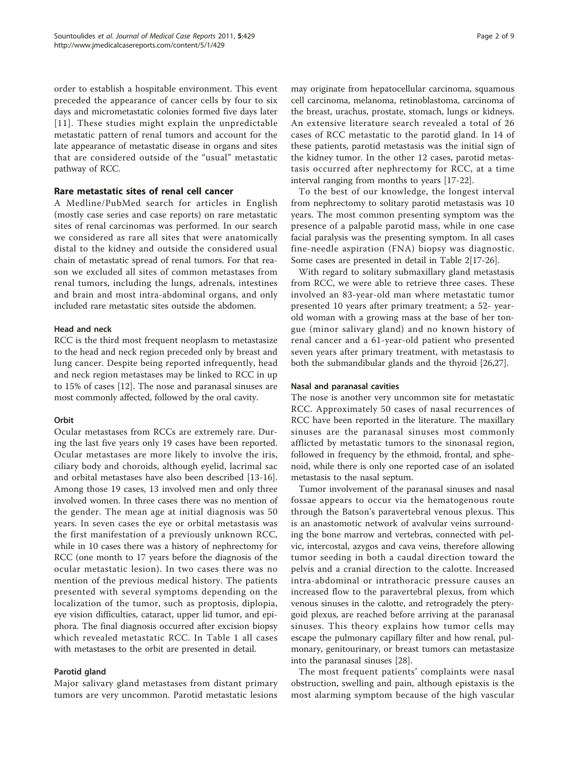order to establish a hospitable environment. This event preceded the appearance of cancer cells by four to six days and micrometastatic colonies formed five days later [11]. These studies might explain the unpredictable metastatic pattern of renal tumors and account for the late appearance of metastatic disease in organs and sites that are considered outside of the "usual" metastatic pathway of RCC.

## Rare metastatic sites of renal cell cancer

A Medline/PubMed search for articles in English (mostly case series and case reports) on rare metastatic sites of renal carcinomas was performed. In our search we considered as rare all sites that were anatomically distal to the kidney and outside the considered usual chain of metastatic spread of renal tumors. For that reason we excluded all sites of common metastases from renal tumors, including the lungs, adrenals, intestines and brain and most intra-abdominal organs, and only included rare metastatic sites outside the abdomen.

### Head and neck

RCC is the third most frequent neoplasm to metastasize to the head and neck region preceded only by breast and lung cancer. Despite being reported infrequently, head and neck region metastases may be linked to RCC in up to 15% of cases [12]. The nose and paranasal sinuses are most commonly affected, followed by the oral cavity.

### Orbit

Ocular metastases from RCCs are extremely rare. During the last five years only 19 cases have been reported. Ocular metastases are more likely to involve the iris, ciliary body and choroids, although eyelid, lacrimal sac and orbital metastases have also been described [13-16]. Among those 19 cases, 13 involved men and only three involved women. In three cases there was no mention of the gender. The mean age at initial diagnosis was 50 years. In seven cases the eye or orbital metastasis was the first manifestation of a previously unknown RCC, while in 10 cases there was a history of nephrectomy for RCC (one month to 17 years before the diagnosis of the ocular metastatic lesion). In two cases there was no mention of the previous medical history. The patients presented with several symptoms depending on the localization of the tumor, such as proptosis, diplopia, eye vision difficulties, cataract, upper lid tumor, and epiphora. The final diagnosis occurred after excision biopsy which revealed metastatic RCC. In Table 1 all cases with metastases to the orbit are presented in detail.

### Parotid gland

Major salivary gland metastases from distant primary tumors are very uncommon. Parotid metastatic lesions may originate from hepatocellular carcinoma, squamous cell carcinoma, melanoma, retinoblastoma, carcinoma of the breast, urachus, prostate, stomach, lungs or kidneys. An extensive literature search revealed a total of 26 cases of RCC metastatic to the parotid gland. In 14 of these patients, parotid metastasis was the initial sign of the kidney tumor. In the other 12 cases, parotid metastasis occurred after nephrectomy for RCC, at a time interval ranging from months to years [17-22].

To the best of our knowledge, the longest interval from nephrectomy to solitary parotid metastasis was 10 years. The most common presenting symptom was the presence of a palpable parotid mass, while in one case facial paralysis was the presenting symptom. In all cases fine-needle aspiration (FNA) biopsy was diagnostic. Some cases are presented in detail in Table 2[17-26].

With regard to solitary submaxillary gland metastasis from RCC, we were able to retrieve three cases. These involved an 83-year-old man where metastatic tumor presented 10 years after primary treatment; a 52- year-old woman with a growing mass at the base of her tongue (minor salivary gland) and no known history of renal cancer and a 61-year-old patient who presented seven years after primary treatment, with metastasis to both the submandibular glands and the thyroid [26,27].

### Nasal and paranasal cavities

The nose is another very uncommon site for metastatic RCC. Approximately 50 cases of nasal recurrences of RCC have been reported in the literature. The maxillary sinuses are the paranasal sinuses most commonly afflicted by metastatic tumors to the sinonasal region, followed in frequency by the ethmoid, frontal, and sphenoid, while there is only one reported case of an isolated metastasis to the nasal septum.

Tumor involvement of the paranasal sinuses and nasal fossae appears to occur via the hematogenous route through the Batson's paravertebral venous plexus. This is an anastomotic network of avalvular veins surrounding the bone marrow and vertebras, connected with pelvic, intercostal, azygos and cava veins, therefore allowing tumor seeding in both a caudal direction toward the pelvis and a cranial direction to the calotte. Increased intra-abdominal or intrathoracic pressure causes an increased flow to the paravertebral plexus, from which venous sinuses in the calotte, and retrogradely the pterygoid plexus, are reached before arriving at the paranasal sinuses. This theory explains how tumor cells may escape the pulmonary capillary filter and how renal, pulmonary, genitourinary, or breast tumors can metastasize into the paranasal sinuses [28].

The most frequent patients' complaints were nasal obstruction, swelling and pain, although epistaxis is the most alarming symptom because of the high vascular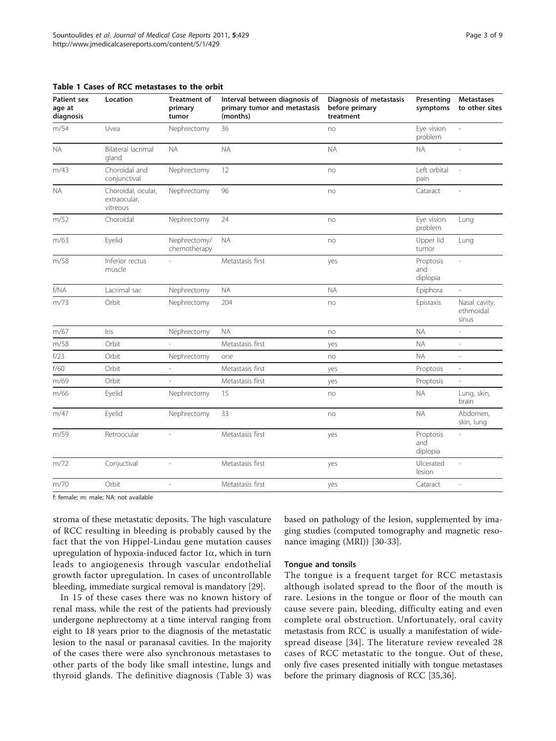**Table 1 Cases of RCC metastases to the orbit**

| Patient sex age at diagnosis | Location | Treatment of primary tumor | Interval between diagnosis of primary tumor and metastasis (months) | Diagnosis of metastasis before primary treatment | Presenting symptoms | Metastases to other sites |
|---|---|---|---|---|---|---|
| m/54 | Uvea | Nephrectomy | 36 | no | Eye vision problem | - |
| NA | Bilateral lacrimal gland | NA | NA | NA | NA | - |
| m/43 | Choroidal and conjunctival | Nephrectomy | 12 | no | Left orbital pain | - |
| NA | Choroidal, ocular, extraocular, vitreous | Nephrectomy | 96 | no | Cataract | - |
| m/52 | Choroidal | Nephrectomy | 24 | no | Eye vision problem | Lung |
| m/63 | Eyelid | Nephrectomy/ chemotherapy | NA | no | Upper lid tumor | Lung |
| m/58 | Inferior rectus muscle | - | Metastasis first | yes | Proptosis and diplopia | - |
| f/NA | Lacrimal sac | Nephrectomy | NA | NA | Epiphora | - |
| m/73 | Orbit | Nephrectomy | 204 | no | Epistaxis | Nasal cavity, ethmoidal sinus |
| m/67 | Iris | Nephrectomy | NA | no | NA | - |
| m/58 | Orbit | - | Metastasis first | yes | NA | - |
| f/23 | Orbit | Nephrectomy | one | no | NA | - |
| f/60 | Orbit | - | Metastasis first | yes | Proptosis | - |
| m/69 | Orbit | - | Metastasis first | yes | Proptosis | - |
| m/66 | Eyelid | Nephrectomy | 15 | no | NA | Lung, skin, brain |
| m/47 | Eyelid | Nephrectomy | 33 | no | NA | Abdomen, skin, lung |
| m/59 | Retroocular | - | Metastasis first | yes | Proptosis and diplopia | - |
| m/72 | Conjuctival | - | Metastasis first | yes | Ulcerated lesion | - |
| m/70 | Orbit | - | Metastasis first | yes | Cataract | - |

f: female; m: male; NA: not available

stroma of these metastatic deposits. The high vasculature of RCC resulting in bleeding is probably caused by the fact that the von Hippel-Lindau gene mutation causes upregulation of hypoxia-induced factor 1$\alpha$, which in turn leads to angiogenesis through vascular endothelial growth factor upregulation. In cases of uncontrollable bleeding, immediate surgical removal is mandatory [29].

In 15 of these cases there was no known history of renal mass, while the rest of the patients had previously undergone nephrectomy at a time interval ranging from eight to 18 years prior to the diagnosis of the metastatic lesion to the nasal or paranasal cavities. In the majority of the cases there were also synchronous metastases to other parts of the body like small intestine, lungs and thyroid glands. The definitive diagnosis (Table 3) was based on pathology of the lesion, supplemented by imaging studies (computed tomography and magnetic resonance imaging (MRI)) [30-33].

### Tongue and tonsils

The tongue is a frequent target for RCC metastasis although isolated spread to the floor of the mouth is rare. Lesions in the tongue or floor of the mouth can cause severe pain, bleeding, difficulty eating and even complete oral obstruction. Unfortunately, oral cavity metastasis from RCC is usually a manifestation of widespread disease [34]. The literature review revealed 28 cases of RCC metastatic to the tongue. Out of these, only five cases presented initially with tongue metastases before the primary diagnosis of RCC [35,36].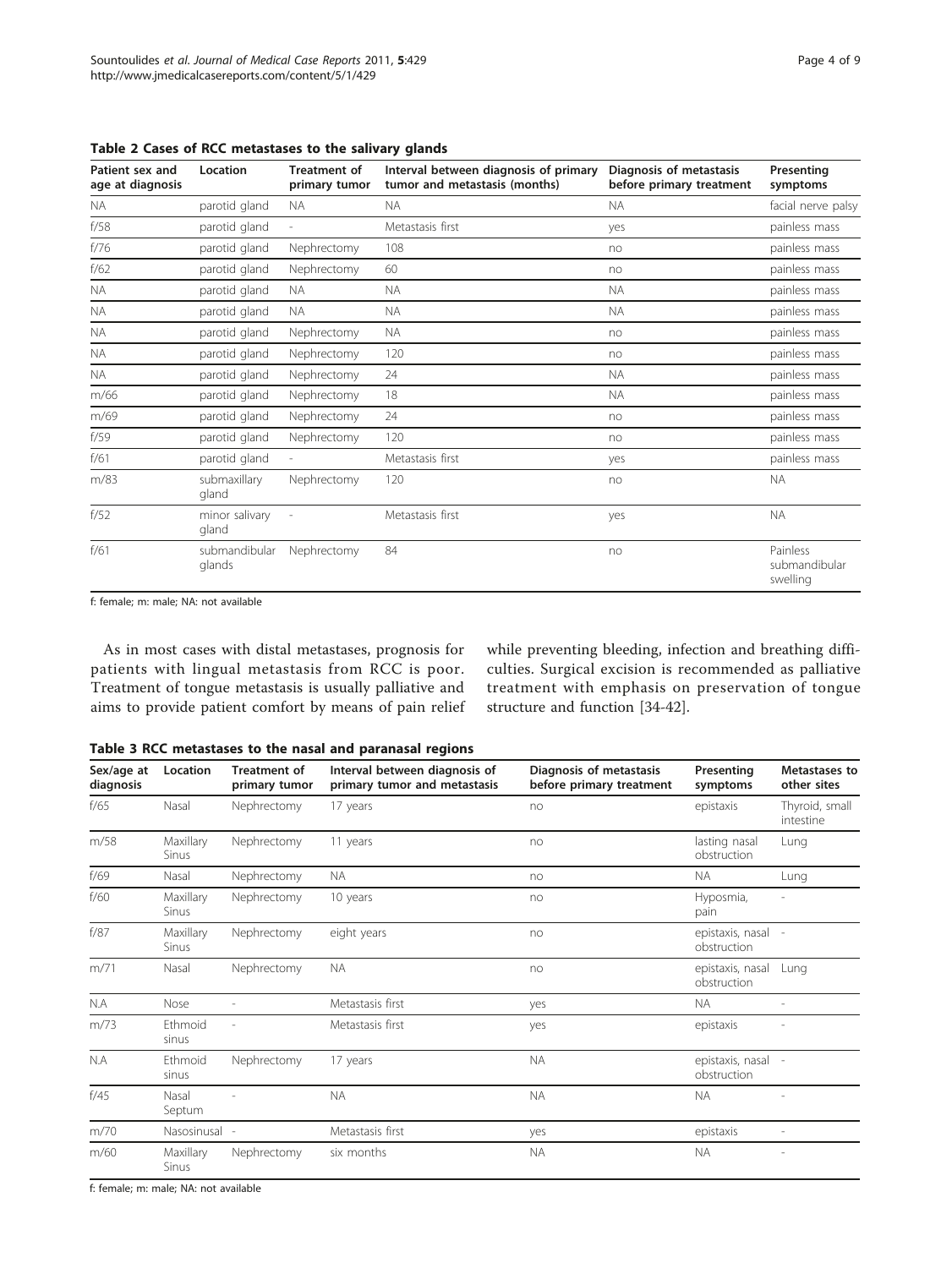**Table 2 Cases of RCC metastases to the salivary glands**

| Patient sex and age at diagnosis | Location | Treatment of primary tumor | Interval between diagnosis of primary tumor and metastasis (months) | Diagnosis of metastasis before primary treatment | Presenting symptoms |
|---|---|---|---|---|---|
| NA | parotid gland | NA | NA | NA | facial nerve palsy |
| f/58 | parotid gland | - | Metastasis first | yes | painless mass |
| f/76 | parotid gland | Nephrectomy | 108 | no | painless mass |
| f/62 | parotid gland | Nephrectomy | 60 | no | painless mass |
| NA | parotid gland | NA | NA | NA | painless mass |
| NA | parotid gland | NA | NA | NA | painless mass |
| NA | parotid gland | Nephrectomy | NA | no | painless mass |
| NA | parotid gland | Nephrectomy | 120 | no | painless mass |
| NA | parotid gland | Nephrectomy | 24 | NA | painless mass |
| m/66 | parotid gland | Nephrectomy | 18 | NA | painless mass |
| m/69 | parotid gland | Nephrectomy | 24 | no | painless mass |
| f/59 | parotid gland | Nephrectomy | 120 | no | painless mass |
| f/61 | parotid gland | - | Metastasis first | yes | painless mass |
| m/83 | submaxillary gland | Nephrectomy | 120 | no | NA |
| f/52 | minor salivary gland | - | Metastasis first | yes | NA |
| f/61 | submandibular glands | Nephrectomy | 84 | no | Painless submandibular swelling |

f: female; m: male; NA: not available

As in most cases with distal metastases, prognosis for patients with lingual metastasis from RCC is poor. Treatment of tongue metastasis is usually palliative and aims to provide patient comfort by means of pain relief while preventing bleeding, infection and breathing difficulties. Surgical excision is recommended as palliative treatment with emphasis on preservation of tongue structure and function [34-42].

**Table 3 RCC metastases to the nasal and paranasal regions**

| Sex/age at diagnosis | Location | Treatment of primary tumor | Interval between diagnosis of primary tumor and metastasis | Diagnosis of metastasis before primary treatment | Presenting symptoms | Metastases to other sites |
|---|---|---|---|---|---|---|
| f/65 | Nasal | Nephrectomy | 17 years | no | epistaxis | Thyroid, small intestine |
| m/58 | Maxillary Sinus | Nephrectomy | 11 years | no | lasting nasal obstruction | Lung |
| f/69 | Nasal | Nephrectomy | NA | no | NA | Lung |
| f/60 | Maxillary Sinus | Nephrectomy | 10 years | no | Hyposmia, pain | - |
| f/87 | Maxillary Sinus | Nephrectomy | eight years | no | epistaxis, nasal obstruction | - |
| m/71 | Nasal | Nephrectomy | NA | no | epistaxis, nasal obstruction | Lung |
| N.A | Nose | - | Metastasis first | yes | NA | - |
| m/73 | Ethmoid sinus | - | Metastasis first | yes | epistaxis | - |
| N.A | Ethmoid sinus | Nephrectomy | 17 years | NA | epistaxis, nasal obstruction | - |
| f/45 | Nasal Septum | - | NA | NA | NA | - |
| m/70 | Nasosinusal | - | Metastasis first | yes | epistaxis | - |
| m/60 | Maxillary Sinus | Nephrectomy | six months | NA | NA | - |

f: female; m: male; NA: not available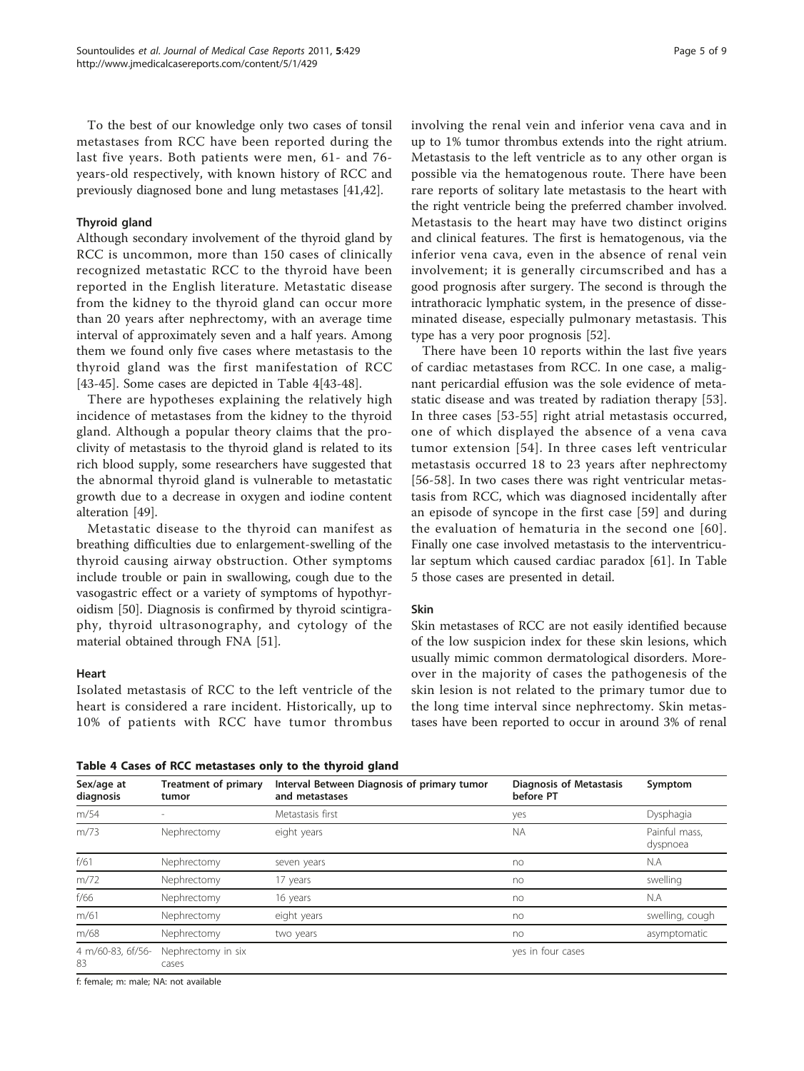To the best of our knowledge only two cases of tonsil metastases from RCC have been reported during the last five years. Both patients were men, 61- and 76-years-old respectively, with known history of RCC and previously diagnosed bone and lung metastases [41,42].

### Thyroid gland

Although secondary involvement of the thyroid gland by RCC is uncommon, more than 150 cases of clinically recognized metastatic RCC to the thyroid have been reported in the English literature. Metastatic disease from the kidney to the thyroid gland can occur more than 20 years after nephrectomy, with an average time interval of approximately seven and a half years. Among them we found only five cases where metastasis to the thyroid gland was the first manifestation of RCC [43-45]. Some cases are depicted in Table 4[43-48].

There are hypotheses explaining the relatively high incidence of metastases from the kidney to the thyroid gland. Although a popular theory claims that the proclivity of metastasis to the thyroid gland is related to its rich blood supply, some researchers have suggested that the abnormal thyroid gland is vulnerable to metastatic growth due to a decrease in oxygen and iodine content alteration [49].

Metastatic disease to the thyroid can manifest as breathing difficulties due to enlargement-swelling of the thyroid causing airway obstruction. Other symptoms include trouble or pain in swallowing, cough due to the vasogastric effect or a variety of symptoms of hypothyroidism [50]. Diagnosis is confirmed by thyroid scintigraphy, thyroid ultrasonography, and cytology of the material obtained through FNA [51].

### Heart

Isolated metastasis of RCC to the left ventricle of the heart is considered a rare incident. Historically, up to 10% of patients with RCC have tumor thrombus involving the renal vein and inferior vena cava and in up to 1% tumor thrombus extends into the right atrium. Metastasis to the left ventricle as to any other organ is possible via the hematogenous route. There have been rare reports of solitary late metastasis to the heart with the right ventricle being the preferred chamber involved. Metastasis to the heart may have two distinct origins and clinical features. The first is hematogenous, via the inferior vena cava, even in the absence of renal vein involvement; it is generally circumscribed and has a good prognosis after surgery. The second is through the intrathoracic lymphatic system, in the presence of disseminated disease, especially pulmonary metastasis. This type has a very poor prognosis [52].

There have been 10 reports within the last five years of cardiac metastases from RCC. In one case, a malignant pericardial effusion was the sole evidence of metastatic disease and was treated by radiation therapy [53]. In three cases [53-55] right atrial metastasis occurred, one of which displayed the absence of a vena cava tumor extension [54]. In three cases left ventricular metastasis occurred 18 to 23 years after nephrectomy [56-58]. In two cases there was right ventricular metastasis from RCC, which was diagnosed incidentally after an episode of syncope in the first case [59] and during the evaluation of hematuria in the second one [60]. Finally one case involved metastasis to the interventricular septum which caused cardiac paradox [61]. In Table 5 those cases are presented in detail.

### Skin

Skin metastases of RCC are not easily identified because of the low suspicion index for these skin lesions, which usually mimic common dermatological disorders. Moreover in the majority of cases the pathogenesis of the skin lesion is not related to the primary tumor due to the long time interval since nephrectomy. Skin metastases have been reported to occur in around 3% of renal

**Table 4 Cases of RCC metastases only to the thyroid gland**

| Sex/age at diagnosis | Treatment of primary tumor | Interval Between Diagnosis of primary tumor and metastases | Diagnosis of Metastasis before PT | Symptom |
|---|---|---|---|---|
| m/54 | - | Metastasis first | yes | Dysphagia |
| m/73 | Nephrectomy | eight years | NA | Painful mass, dyspnoea |
| f/61 | Nephrectomy | seven years | no | N.A |
| m/72 | Nephrectomy | 17 years | no | swelling |
| f/66 | Nephrectomy | 16 years | no | N.A |
| m/61 | Nephrectomy | eight years | no | swelling, cough |
| m/68 | Nephrectomy | two years | no | asymptomatic |
| 4 m/60-83, 6f/56-83 | Nephrectomy in six cases | | yes in four cases | |

f: female; m: male; NA: not available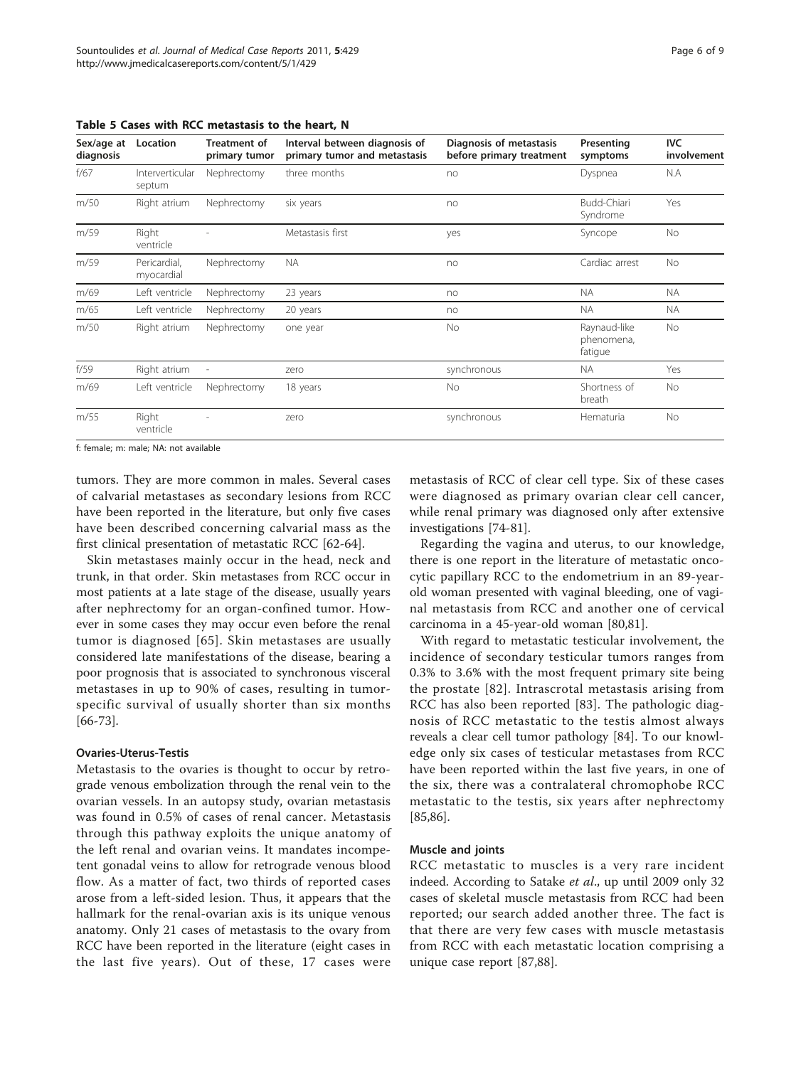**Table 5 Cases with RCC metastasis to the heart, N**

| Sex/age at diagnosis | Location | Treatment of primary tumor | Interval between diagnosis of primary tumor and metastasis | Diagnosis of metastasis before primary treatment | Presenting symptoms | IVC involvement |
|---|---|---|---|---|---|---|
| f/67 | Interverticular septum | Nephrectomy | three months | no | Dyspnea | N.A |
| m/50 | Right atrium | Nephrectomy | six years | no | Budd-Chiari Syndrome | Yes |
| m/59 | Right ventricle | - | Metastasis first | yes | Syncope | No |
| m/59 | Pericardial, myocardial | Nephrectomy | NA | no | Cardiac arrest | No |
| m/69 | Left ventricle | Nephrectomy | 23 years | no | NA | NA |
| m/65 | Left ventricle | Nephrectomy | 20 years | no | NA | NA |
| m/50 | Right atrium | Nephrectomy | one year | No | Raynaud-like phenomena, fatigue | No |
| f/59 | Right atrium | - | zero | synchronous | NA | Yes |
| m/69 | Left ventricle | Nephrectomy | 18 years | No | Shortness of breath | No |
| m/55 | Right ventricle | - | zero | synchronous | Hematuria | No |

f: female; m: male; NA: not available

tumors. They are more common in males. Several cases of calvarial metastases as secondary lesions from RCC have been reported in the literature, but only five cases have been described concerning calvarial mass as the first clinical presentation of metastatic RCC [62-64].

Skin metastases mainly occur in the head, neck and trunk, in that order. Skin metastases from RCC occur in most patients at a late stage of the disease, usually years after nephrectomy for an organ-confined tumor. However in some cases they may occur even before the renal tumor is diagnosed [65]. Skin metastases are usually considered late manifestations of the disease, bearing a poor prognosis that is associated to synchronous visceral metastases in up to 90% of cases, resulting in tumor-specific survival of usually shorter than six months [66-73].

#### Ovaries-Uterus-Testis

Metastasis to the ovaries is thought to occur by retrograde venous embolization through the renal vein to the ovarian vessels. In an autopsy study, ovarian metastasis was found in 0.5% of cases of renal cancer. Metastasis through this pathway exploits the unique anatomy of the left renal and ovarian veins. It mandates incompetent gonadal veins to allow for retrograde venous blood flow. As a matter of fact, two thirds of reported cases arose from a left-sided lesion. Thus, it appears that the hallmark for the renal-ovarian axis is its unique venous anatomy. Only 21 cases of metastasis to the ovary from RCC have been reported in the literature (eight cases in the last five years). Out of these, 17 cases were metastasis of RCC of clear cell type. Six of these cases were diagnosed as primary ovarian clear cell cancer, while renal primary was diagnosed only after extensive investigations [74-81].

Regarding the vagina and uterus, to our knowledge, there is one report in the literature of metastatic oncocytic papillary RCC to the endometrium in an 89-year-old woman presented with vaginal bleeding, one of vaginal metastasis from RCC and another one of cervical carcinoma in a 45-year-old woman [80,81].

With regard to metastatic testicular involvement, the incidence of secondary testicular tumors ranges from 0.3% to 3.6% with the most frequent primary site being the prostate [82]. Intrascrotal metastasis arising from RCC has also been reported [83]. The pathologic diagnosis of RCC metastatic to the testis almost always reveals a clear cell tumor pathology [84]. To our knowledge only six cases of testicular metastases from RCC have been reported within the last five years, in one of the six, there was a contralateral chromophobe RCC metastatic to the testis, six years after nephrectomy [85,86].

#### Muscle and joints

RCC metastatic to muscles is a very rare incident indeed. According to Satake *et al.*, up until 2009 only 32 cases of skeletal muscle metastasis from RCC had been reported; our search added another three. The fact is that there are very few cases with muscle metastasis from RCC with each metastatic location comprising a unique case report [87,88].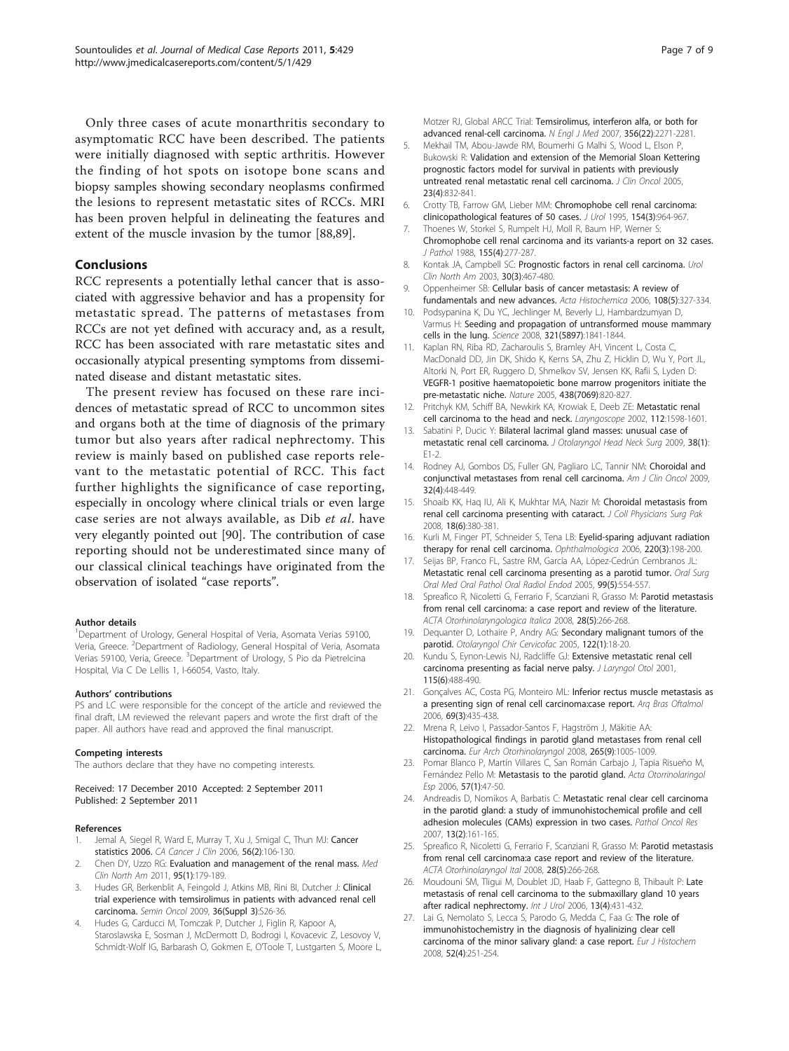Only three cases of acute monarthritis secondary to asymptomatic RCC have been described. The patients were initially diagnosed with septic arthritis. However the finding of hot spots on isotope bone scans and biopsy samples showing secondary neoplasms confirmed the lesions to represent metastatic sites of RCCs. MRI has been proven helpful in delineating the features and extent of the muscle invasion by the tumor [88,89].

## Conclusions

RCC represents a potentially lethal cancer that is associated with aggressive behavior and has a propensity for metastatic spread. The patterns of metastases from RCCs are not yet defined with accuracy and, as a result, RCC has been associated with rare metastatic sites and occasionally atypical presenting symptoms from disseminated disease and distant metastatic sites.

The present review has focused on these rare incidences of metastatic spread of RCC to uncommon sites and organs both at the time of diagnosis of the primary tumor but also years after radical nephrectomy. This review is mainly based on published case reports relevant to the metastatic potential of RCC. This fact further highlights the significance of case reporting, especially in oncology where clinical trials or even large case series are not always available, as Dib *et al*. have very elegantly pointed out [90]. The contribution of case reporting should not be underestimated since many of our classical clinical teachings have originated from the observation of isolated "case reports".

#### Author details

[1]Department of Urology, General Hospital of Veria, Asomata Verias 59100, Veria, Greece. [2]Department of Radiology, General Hospital of Veria, Asomata Verias 59100, Veria, Greece. [3]Department of Urology, S Pio da Pietrelcina Hospital, Via C De Lellis 1, I-66054, Vasto, Italy.

#### Authors' contributions

PS and LC were responsible for the concept of the article and reviewed the final draft, LM reviewed the relevant papers and wrote the first draft of the paper. All authors have read and approved the final manuscript.

#### Competing interests

The authors declare that they have no competing interests.

Received: 17 December 2010 Accepted: 2 September 2011
Published: 2 September 2011

#### References

1. Jemal A, Siegel R, Ward E, Murray T, Xu J, Smigal C, Thun MJ: **Cancer statistics 2006.** *CA Cancer J Clin* 2006, **56(2)**:106-130.
2. Chen DY, Uzzo RG: **Evaluation and management of the renal mass.** *Med Clin North Am* 2011, **95(1)**:179-189.
3. Hudes GR, Berkenblit A, Feingold J, Atkins MB, Rini BI, Dutcher J: **Clinical trial experience with temsirolimus in patients with advanced renal cell carcinoma.** *Semin Oncol* 2009, **36(Suppl 3)**:S26-36.
4. Hudes G, Carducci M, Tomczak P, Dutcher J, Figlin R, Kapoor A, Staroslawska E, Sosman J, McDermott D, Bodrogi I, Kovacevic Z, Lesovoy V, Schmidt-Wolf IG, Barbarash O, Gokmen E, O'Toole T, Lustgarten S, Moore L, Motzer RJ, Global ARCC Trial: **Temsirolimus, interferon alfa, or both for advanced renal-cell carcinoma.** *N Engl J Med* 2007, **356(22)**:2271-2281.
5. Mekhail TM, Abou-Jawde RM, Boumerhi G Malhi S, Wood L, Elson P, Bukowski R: **Validation and extension of the Memorial Sloan Kettering prognostic factors model for survival in patients with previously untreated renal metastatic renal cell carcinoma.** *J Clin Oncol* 2005, **23(4)**:832-841.
6. Crotty TB, Farrow GM, Lieber MM: **Chromophobe cell renal carcinoma: clinicopathological features of 50 cases.** *J Urol* 1995, **154(3)**:964-967.
7. Thoenes W, Storkel S, Rumpelt HJ, Moll R, Baum HP, Werner S: **Chromophobe cell renal carcinoma and its variants-a report on 32 cases.** *J Pathol* 1988, **155(4)**:277-287.
8. Kontak JA, Campbell SC: **Prognostic factors in renal cell carcinoma.** *Urol Clin North Am* 2003, **30(3)**:467-480.
9. Oppenheimer SB: **Cellular basis of cancer metastasis: A review of fundamentals and new advances.** *Acta Histochemica* 2006, **108(5)**:327-334.
10. Podsypanina K, Du YC, Jechlinger M, Beverly LJ, Hambardzumyan D, Varmus H: **Seeding and propagation of untransformed mouse mammary cells in the lung.** *Science* 2008, **321(5897)**:1841-1844.
11. Kaplan RN, Riba RD, Zacharoulis S, Bramley AH, Vincent L, Costa C, MacDonald DD, Jin DK, Shido K, Kerns SA, Zhu Z, Hicklin D, Wu Y, Port JL, Altorki N, Port ER, Ruggero D, Shmelkov SV, Jensen KK, Rafii S, Lyden D: **VEGFR-1 positive haematopoietic bone marrow progenitors initiate the pre-metastatic niche.** *Nature* 2005, **438(7069)**:820-827.
12. Pritchyk KM, Schiff BA, Newkirk KA, Krowiak E, Deeb ZE: **Metastatic renal cell carcinoma to the head and neck.** *Laryngoscope* 2002, **112**:1598-1601.
13. Sabatini P, Ducic Y: **Bilateral lacrimal gland masses: unusual case of metastatic renal cell carcinoma.** *J Otolaryngol Head Neck Surg* 2009, **38(1)**:E1-2.
14. Rodney AJ, Gombos DS, Fuller GN, Pagliaro LC, Tannir NM: **Choroidal and conjunctival metastases from renal cell carcinoma.** *Am J Clin Oncol* 2009, **32(4)**:448-449.
15. Shoaib KK, Haq IU, Ali K, Mukhtar MA, Nazir M: **Choroidal metastasis from renal cell carcinoma presenting with cataract.** *J Coll Physicians Surg Pak* 2008, **18(6)**:380-381.
16. Kurli M, Finger PT, Schneider S, Tena LB: **Eyelid-sparing adjuvant radiation therapy for renal cell carcinoma.** *Ophthalmologica* 2006, **220(3)**:198-200.
17. Seijas BP, Franco FL, Sastre RM, García AA, López-Cedrún Cembranos JL: **Metastatic renal cell carcinoma presenting as a parotid tumor.** *Oral Surg Oral Med Oral Pathol Oral Radiol Endod* 2005, **99(5)**:554-557.
18. Spreafico R, Nicoletti G, Ferrario F, Scanziani R, Grasso M: **Parotid metastasis from renal cell carcinoma: a case report and review of the literature.** *ACTA Otorhinolaryngologica Italica* 2008, **28(5)**:266-268.
19. Dequanter D, Lothaire P, Andry AG: **Secondary malignant tumors of the parotid.** *Otolaryngol Chir Cervicofac* 2005, **122(1)**:18-20.
20. Kundu S, Eynon-Lewis NJ, Radcliffe GJ: **Extensive metastatic renal cell carcinoma presenting as facial nerve palsy.** *J Laryngol Otol* 2001, **115(6)**:488-490.
21. Gonçalves AC, Costa PG, Monteiro ML: **Inferior rectus muscle metastasis as a presenting sign of renal cell carcinoma:case report.** *Arq Bras Oftalmol* 2006, **69(3)**:435-438.
22. Mrena R, Leivo I, Passador-Santos F, Hagström J, Mäkitie AA: **Histopathological findings in parotid gland metastases from renal cell carcinoma.** *Eur Arch Otorhinolaryngol* 2008, **265(9)**:1005-1009.
23. Pomar Blanco P, Martín Villares C, San Román Carbajo J, Tapia Risueño M, Fernández Pello M: **Metastasis to the parotid gland.** *Acta Otorrinolaringol Esp* 2006, **57(1)**:47-50.
24. Andreadis D, Nomikos A, Barbatis C: **Metastatic renal clear cell carcinoma in the parotid gland: a study of immunohistochemical profile and cell adhesion molecules (CAMs) expression in two cases.** *Pathol Oncol Res* 2007, **13(2)**:161-165.
25. Spreafico R, Nicoletti G, Ferrario F, Scanziani R, Grasso M: **Parotid metastasis from renal cell carcinoma:a case report and review of the literature.** *ACTA Otorhinolaryngol Ital* 2008, **28(5)**:266-268.
26. Moudouni SM, Tligui M, Doublet JD, Haab F, Gattegno B, Thibault P: **Late metastasis of renal cell carcinoma to the submaxillary gland 10 years after radical nephrectomy.** *Int J Urol* 2006, **13(4)**:431-432.
27. Lai G, Nemolato S, Lecca S, Parodo G, Medda C, Faa G: **The role of immunohistochemistry in the diagnosis of hyalinizing clear cell carcinoma of the minor salivary gland: a case report.** *Eur J Histochem* 2008, **52(4)**:251-254.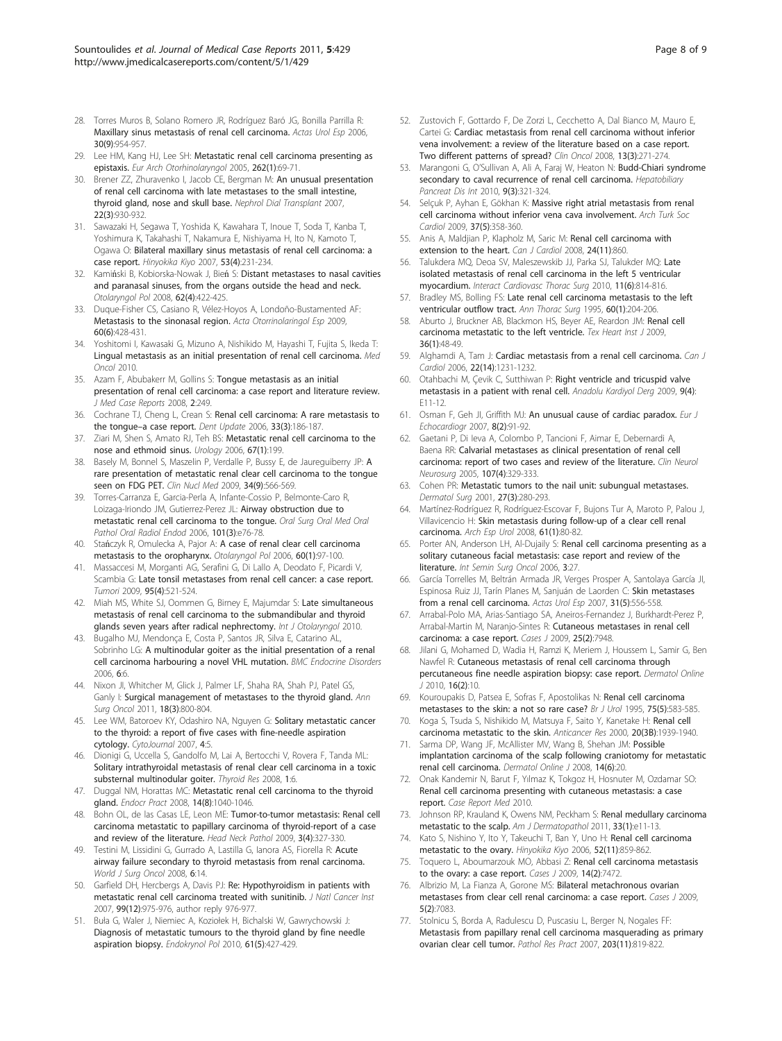28. Torres Muros B, Solano Romero JR, Rodríguez Baró JG, Bonilla Parrilla R: **Maxillary sinus metastasis of renal cell carcinoma.** *Actas Urol Esp* 2006, **30(9)**:954-957.
29. Lee HM, Kang HJ, Lee SH: **Metastatic renal cell carcinoma presenting as epistaxis.** *Eur Arch Otorhinolaryngol* 2005, **262(1)**:69-71.
30. Brener ZZ, Zhuravenko I, Jacob CE, Bergman M: **An unusual presentation of renal cell carcinoma with late metastases to the small intestine, thyroid gland, nose and skull base.** *Nephrol Dial Transplant* 2007, **22(3)**:930-932.
31. Sawazaki H, Segawa T, Yoshida K, Kawahara T, Inoue T, Soda T, Kanba T, Yoshimura K, Takahashi T, Nakamura E, Nishiyama H, Ito N, Kamoto T, Ogawa O: **Bilateral maxillary sinus metastasis of renal cell carcinoma: a case report.** *Hinyokika Kiyo* 2007, **53(4)**:231-234.
32. Kamiński B, Kobiorska-Nowak J, Bień S: **Distant metastases to nasal cavities and paranasal sinuses, from the organs outside the head and neck.** *Otolaryngol Pol* 2008, **62(4)**:422-425.
33. Duque-Fisher CS, Casiano R, Vélez-Hoyos A, Londoño-Bustamented AF: **Metastasis to the sinonasal region.** *Acta Otorrinolaringol Esp* 2009, **60(6)**:428-431.
34. Yoshitomi I, Kawasaki G, Mizuno A, Nishikido M, Hayashi T, Fujita S, Ikeda T: **Lingual metastasis as an initial presentation of renal cell carcinoma.** *Med Oncol* 2010.
35. Azam F, Abubakerr M, Gollins S: **Tongue metastasis as an initial presentation of renal cell carcinoma: a case report and literature review.** *J Med Case Reports* 2008, **2**:249.
36. Cochrane TJ, Cheng L, Crean S: **Renal cell carcinoma: A rare metastasis to the tongue–a case report.** *Dent Update* 2006, **33(3)**:186-187.
37. Ziari M, Shen S, Amato RJ, Teh BS: **Metastatic renal cell carcinoma to the nose and ethmoid sinus.** *Urology* 2006, **67(1)**:199.
38. Basely M, Bonnel S, Maszelin P, Verdalle P, Bussy E, de Jaureguiberry JP: **A rare presentation of metastatic renal clear cell carcinoma to the tongue seen on FDG PET.** *Clin Nucl Med* 2009, **34(9)**:566-569.
39. Torres-Carranza E, Garcia-Perla A, Infante-Cossio P, Belmonte-Caro R, Loizaga-Iriondo JM, Gutierrez-Perez JL: **Airway obstruction due to metastatic renal cell carcinoma to the tongue.** *Oral Surg Oral Med Oral Pathol Oral Radiol Endod* 2006, **101(3)**:e76-78.
40. Stańczyk R, Omulecka A, Pajor A: **A case of renal clear cell carcinoma metastasis to the oropharynx.** *Otolaryngol Pol* 2006, **60(1)**:97-100.
41. Massaccesi M, Morganti AG, Serafini G, Di Lallo A, Deodato F, Picardi V, Scambia G: **Late tonsil metastases from renal cell cancer: a case report.** *Tumori* 2009, **95(4)**:521-524.
42. Miah MS, White SJ, Oommen G, Birney E, Majumdar S: **Late simultaneous metastasis of renal cell carcinoma to the submandibular and thyroid glands seven years after radical nephrectomy.** *Int J Otolaryngol* 2010.
43. Bugalho MJ, Mendonça E, Costa P, Santos JR, Silva E, Catarino AL, Sobrinho LG: **A multinodular goiter as the initial presentation of a renal cell carcinoma harbouring a novel VHL mutation.** *BMC Endocrine Disorders* 2006, **6**:6.
44. Nixon JI, Whitcher M, Glick J, Palmer LF, Shaha RA, Shah PJ, Patel GS, Ganly I: **Surgical management of metastases to the thyroid gland.** *Ann Surg Oncol* 2011, **18(3)**:800-804.
45. Lee WM, Batoroev KY, Odashiro NA, Nguyen G: **Solitary metastatic cancer to the thyroid: a report of five cases with fine-needle aspiration cytology.** *CytoJournal* 2007, **4**:5.
46. Dionigi G, Uccella S, Gandolfo M, Lai A, Bertocchi V, Rovera F, Tanda ML: **Solitary intrathyroidal metastasis of renal clear cell carcinoma in a toxic substernal multinodular goiter.** *Thyroid Res* 2008, **1**:6.
47. Duggal NM, Horattas MC: **Metastatic renal cell carcinoma to the thyroid gland.** *Endocr Pract* 2008, **14(8)**:1040-1046.
48. Bohn OL, de las Casas LE, Leon ME: **Tumor-to-tumor metastasis: Renal cell carcinoma metastatic to papillary carcinoma of thyroid-report of a case and review of the literature.** *Head Neck Pathol* 2009, **3(4)**:327-330.
49. Testini M, Lissidini G, Gurrado A, Lastilla G, Ianora AS, Fiorella R: **Acute airway failure secondary to thyroid metastasis from renal carcinoma.** *World J Surg Oncol* 2008, **6**:14.
50. Garfield DH, Hercbergs A, Davis PJ: **Re: Hypothyroidism in patients with metastatic renal cell carcinoma treated with sunitinib.** *J Natl Cancer Inst* 2007, **99(12)**:975-976, author reply 976-977.
51. Buła G, Waler J, Niemiec A, Koziołek H, Bichalski W, Gawrychowski J: **Diagnosis of metastatic tumours to the thyroid gland by fine needle aspiration biopsy.** *Endokrynol Pol* 2010, **61(5)**:427-429.
52. Zustovich F, Gottardo F, De Zorzi L, Cecchetto A, Dal Bianco M, Mauro E, Cartei G: **Cardiac metastasis from renal cell carcinoma without inferior vena involvement: a review of the literature based on a case report. Two different patterns of spread?** *Clin Oncol* 2008, **13(3)**:271-274.
53. Marangoni G, O'Sullivan A, Ali A, Faraj W, Heaton N: **Budd-Chiari syndrome secondary to caval recurrence of renal cell carcinoma.** *Hepatobiliary Pancreat Dis Int* 2010, **9(3)**:321-324.
54. Selçuk P, Ayhan E, Gökhan K: **Massive right atrial metastasis from renal cell carcinoma without inferior vena cava involvement.** *Arch Turk Soc Cardiol* 2009, **37(5)**:358-360.
55. Anis A, Maldjian P, Klapholz M, Saric M: **Renal cell carcinoma with extension to the heart.** *Can J Cardiol* 2008, **24(11)**:860.
56. Talukdera MQ, Deoa SV, Maleszewskib JJ, Parka SJ, Talukder MQ: **Late isolated metastasis of renal cell carcinoma in the left 5 ventricular myocardium.** *Interact Cardiovasc Thorac Surg* 2010, **11(6)**:814-816.
57. Bradley MS, Bolling FS: **Late renal cell carcinoma metastasis to the left ventricular outflow tract.** *Ann Thorac Surg* 1995, **60(1)**:204-206.
58. Aburto J, Bruckner AB, Blackmon HS, Beyer AE, Reardon JM: **Renal cell carcinoma metastatic to the left ventricle.** *Tex Heart Inst J* 2009, **36(1)**:48-49.
59. Alghamdi A, Tam J: **Cardiac metastasis from a renal cell carcinoma.** *Can J Cardiol* 2006, **22(14)**:1231-1232.
60. Otahbachi M, Çevik C, Sutthiwan P: **Right ventricle and tricuspid valve metastasis in a patient with renal cell.** *Anadolu Kardiyol Derg* 2009, **9(4)**:E11-12.
61. Osman F, Geh JI, Griffith MJ: **An unusual cause of cardiac paradox.** *Eur J Echocardiogr* 2007, **8(2)**:91-92.
62. Gaetani P, Di Ieva A, Colombo P, Tancioni F, Aimar E, Debernardi A, Baena RR: **Calvarial metastases as clinical presentation of renal cell carcinoma: report of two cases and review of the literature.** *Clin Neurol Neurosurg* 2005, **107(4)**:329-333.
63. Cohen PR: **Metastatic tumors to the nail unit: subungual metastases.** *Dermatol Surg* 2001, **27(3)**:280-293.
64. Martínez-Rodríguez R, Rodríguez-Escovar F, Bujons Tur A, Maroto P, Palou J, Villavicencio H: **Skin metastasis during follow-up of a clear cell renal carcinoma.** *Arch Esp Urol* 2008, **61(1)**:80-82.
65. Porter AN, Anderson LH, Al-Dujaily S: **Renal cell carcinoma presenting as a solitary cutaneous facial metastasis: case report and review of the literature.** *Int Semin Surg Oncol* 2006, **3**:27.
66. García Torrelles M, Beltrán Armada JR, Verges Prosper A, Santolaya García JI, Espinosa Ruiz JJ, Tarín Planes M, Sanjuán de Laorden C: **Skin metastases from a renal cell carcinoma.** *Actas Urol Esp* 2007, **31(5)**:556-558.
67. Arrabal-Polo MA, Arias-Santiago SA, Aneiros-Fernandez J, Burkhardt-Perez P, Arrabal-Martin M, Naranjo-Sintes R: **Cutaneous metastases in renal cell carcinoma: a case report.** *Cases J* 2009, **25(2)**:7948.
68. Jilani G, Mohamed D, Wadia H, Ramzi K, Meriem J, Houssem L, Samir G, Ben Nawfel R: **Cutaneous metastasis of renal cell carcinoma through percutaneous fine needle aspiration biopsy: case report.** *Dermatol Online J* 2010, **16(2)**:10.
69. Kouroupakis D, Patsea E, Sofras F, Apostolikas N: **Renal cell carcinoma metastases to the skin: a not so rare case?** *Br J Urol* 1995, **75(5)**:583-585.
70. Koga S, Tsuda S, Nishikido M, Matsuya F, Saito Y, Kanetake H: **Renal cell carcinoma metastatic to the skin.** *Anticancer Res* 2000, **20(3B)**:1939-1940.
71. Sarma DP, Wang JF, McAllister MV, Wang B, Shehan JM: **Possible implantation carcinoma of the scalp following craniotomy for metastatic renal cell carcinoma.** *Dermatol Online J* 2008, **14(6)**:20.
72. Onak Kandemir N, Barut F, Yılmaz K, Tokgoz H, Hosnuter M, Ozdamar SO: **Renal cell carcinoma presenting with cutaneous metastasis: a case report.** *Case Report Med* 2010.
73. Johnson RP, Krauland K, Owens NM, Peckham S: **Renal medullary carcinoma metastatic to the scalp.** *Am J Dermatopathol* 2011, **33(1)**:e11-13.
74. Kato S, Nishino Y, Ito Y, Takeuchi T, Ban Y, Uno H: **Renal cell carcinoma metastatic to the ovary.** *Hinyokika Kiyo* 2006, **52(11)**:859-862.
75. Toquero L, Aboumarzouk MO, Abbasi Z: **Renal cell carcinoma metastasis to the ovary: a case report.** *Cases J* 2009, **14(2)**:7472.
76. Albrizio M, La Fianza A, Gorone MS: **Bilateral metachronous ovarian metastases from clear cell renal carcinoma: a case report.** *Cases J* 2009, **5(2)**:7083.
77. Stolnicu S, Borda A, Radulescu D, Puscasiu L, Berger N, Nogales FF: **Metastasis from papillary renal cell carcinoma masquerading as primary ovarian clear cell tumor.** *Pathol Res Pract* 2007, **203(11)**:819-822.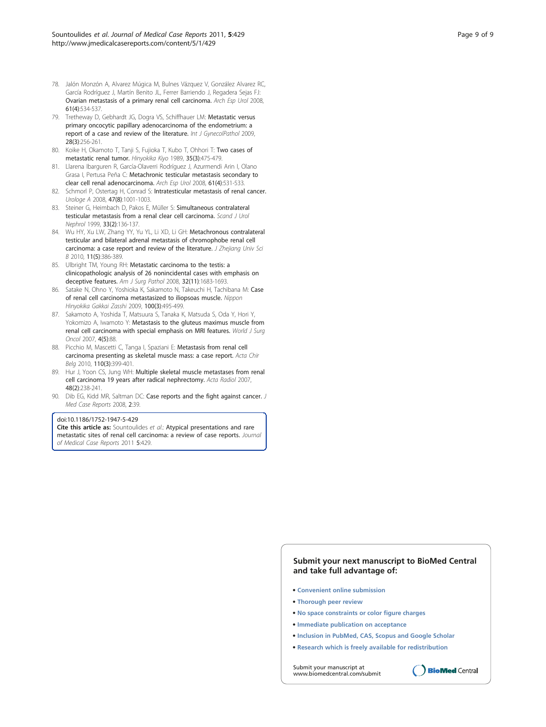78. Jalón Monzón A, Alvarez Múgica M, Bulnes Vázquez V, González Alvarez RC, García Rodríguez J, Martín Benito JL, Ferrer Barriendo J, Regadera Sejas FJ: **Ovarian metastasis of a primary renal cell carcinoma.** *Arch Esp Urol* 2008, **61(4)**:534-537.
79. Tretheway D, Gebhardt JG, Dogra VS, Schiffhauer LM: **Metastatic versus primary oncocytic papillary adenocarcinoma of the endometrium: a report of a case and review of the literature.** *Int J GynecolPathol* 2009, **28(3)**:256-261.
80. Koike H, Okamoto T, Tanji S, Fujioka T, Kubo T, Ohhori T: **Two cases of metastatic renal tumor.** *Hinyokika Kiyo* 1989, **35(3)**:475-479.
81. Llarena Ibarguren R, García-Olaverri Rodríguez J, Azurmendi Arin I, Olano Grasa I, Pertusa Peña C: **Metachronic testicular metastasis secondary to clear cell renal adenocarcinoma.** *Arch Esp Urol* 2008, **61(4)**:531-533.
82. Schmorl P, Ostertag H, Conrad S: **Intratesticular metastasis of renal cancer.** *Urologe A* 2008, **47(8)**:1001-1003.
83. Steiner G, Heimbach D, Pakos E, Müller S: **Simultaneous contralateral testicular metastasis from a renal clear cell carcinoma.** *Scand J Urol Nephrol* 1999, **33(2)**:136-137.
84. Wu HY, Xu LW, Zhang YY, Yu YL, Li XD, Li GH: **Metachronous contralateral testicular and bilateral adrenal metastasis of chromophobe renal cell carcinoma: a case report and review of the literature.** *J Zhejiang Univ Sci B* 2010, **11(5)**:386-389.
85. Ulbright TM, Young RH: **Metastatic carcinoma to the testis: a clinicopathologic analysis of 26 nonincidental cases with emphasis on deceptive features.** *Am J Surg Pathol* 2008, **32(11)**:1683-1693.
86. Satake N, Ohno Y, Yoshioka K, Sakamoto N, Takeuchi H, Tachibana M: **Case of renal cell carcinoma metastasized to iliopsoas muscle.** *Nippon Hinyokika Gakkai Zasshi* 2009, **100(3)**:495-499.
87. Sakamoto A, Yoshida T, Matsuura S, Tanaka K, Matsuda S, Oda Y, Hori Y, Yokomizo A, Iwamoto Y: **Metastasis to the gluteus maximus muscle from renal cell carcinoma with special emphasis on MRI features.** *World J Surg Oncol* 2007, **4(5)**:88.
88. Picchio M, Mascetti C, Tanga I, Spaziani E: **Metastasis from renal cell carcinoma presenting as skeletal muscle mass: a case report.** *Acta Chir Belg* 2010, **110(3)**:399-401.
89. Hur J, Yoon CS, Jung WH: **Multiple skeletal muscle metastases from renal cell carcinoma 19 years after radical nephrectomy.** *Acta Radiol* 2007, **48(2)**:238-241.
90. Dib EG, Kidd MR, Saltman DC: **Case reports and the fight against cancer.** *J Med Case Reports* 2008, **2**:39.

doi:10.1186/1752-1947-5-429
**Cite this article as:** Sountoulides *et al.*: Atypical presentations and rare metastatic sites of renal cell carcinoma: a review of case reports. *Journal of Medical Case Reports* 2011 **5**:429.

**Submit your next manuscript to BioMed Central and take full advantage of:**

- **Convenient online submission**
- **Thorough peer review**
- **No space constraints or color figure charges**
- **Immediate publication on acceptance**
- **Inclusion in PubMed, CAS, Scopus and Google Scholar**
- **Research which is freely available for redistribution**

Submit your manuscript at
www.biomedcentral.com/submit

BioMed Central